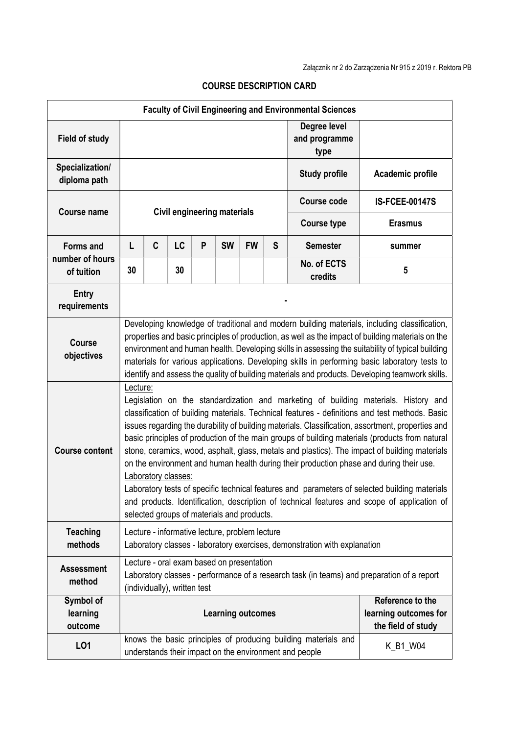Załącznik nr 2 do Zarządzenia Nr 915 z 2019 r. Rektora PB

# COURSE DESCRIPTION CARD

| **Faculty of Civil Engineering and Environmental Sciences** | | | | | | | | | |
|---|---|---|---|---|---|---|---|---|---|
| **Field of study** | | | | | | | | **Degree level and programme type** | |
| **Specialization/ diploma path** | | | | | | | | **Study profile** | **Academic profile** |
| **Course name** | **Civil engineering materials** | | | | | | | **Course code** | **IS-FCEE-00147S** |
| | | | | | | | | **Course type** | **Erasmus** |
| **Forms and number of hours of tuition** | **L** | **C** | **LC** | **P** | **SW** | **FW** | **S** | **Semester** | **summer** |
| | **30** | | **30** | | | | | **No. of ECTS credits** | **5** |
| **Entry requirements** | - | | | | | | | | |
| **Course objectives** | Developing knowledge of traditional and modern building materials, including classification, properties and basic principles of production, as well as the impact of building materials on the environment and human health. Developing skills in assessing the suitability of typical building materials for various applications. Developing skills in performing basic laboratory tests to identify and assess the quality of building materials and products. Developing teamwork skills. | | | | | | | | |
| **Course content** | Lecture: Legislation on the standardization and marketing of building materials. History and classification of building materials. Technical features - definitions and test methods. Basic issues regarding the durability of building materials. Classification, assortment, properties and basic principles of production of the main groups of building materials (products from natural stone, ceramics, wood, asphalt, glass, metals and plastics). The impact of building materials on the environment and human health during their production phase and during their use. Laboratory classes: Laboratory tests of specific technical features and parameters of selected building materials and products. Identification, description of technical features and scope of application of selected groups of materials and products. | | | | | | | | |
| **Teaching methods** | Lecture - informative lecture, problem lecture<br>Laboratory classes - laboratory exercises, demonstration with explanation | | | | | | | | |
| **Assessment method** | Lecture - oral exam based on presentation<br>Laboratory classes - performance of a research task (in teams) and preparation of a report (individually), written test | | | | | | | | |
| **Symbol of learning outcome** | **Learning outcomes** | | | | | | | | **Reference to the learning outcomes for the field of study** |
| **LO1** | knows the basic principles of producing building materials and understands their impact on the environment and people | | | | | | | | K_B1_W04 |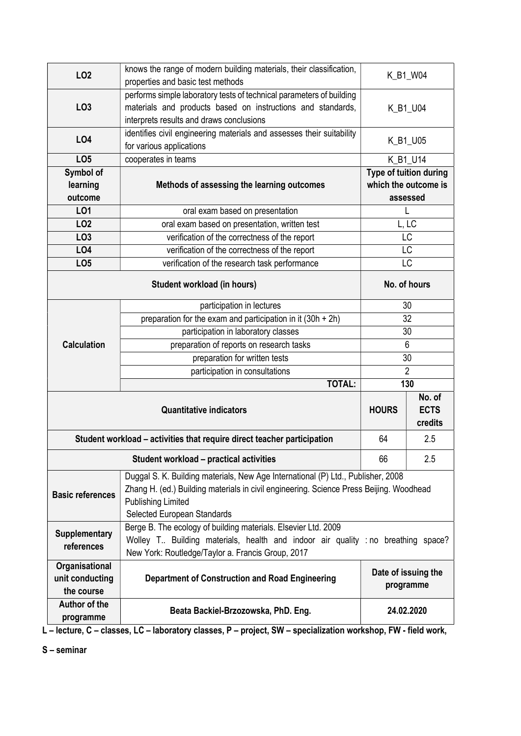| | | |
|---|---|---|
| **LO2** | knows the range of modern building materials, their classification, properties and basic test methods | K_B1_W04 |
| **LO3** | performs simple laboratory tests of technical parameters of building materials and products based on instructions and standards, interprets results and draws conclusions | K_B1_U04 |
| **LO4** | identifies civil engineering materials and assesses their suitability for various applications | K_B1_U05 |
| **LO5** | cooperates in teams | K_B1_U14 |
| **Symbol of learning outcome** | **Methods of assessing the learning outcomes** | **Type of tuition during which the outcome is assessed** |
| **LO1** | oral exam based on presentation | L |
| **LO2** | oral exam based on presentation, written test | L, LC |
| **LO3** | verification of the correctness of the report | LC |
| **LO4** | verification of the correctness of the report | LC |
| **LO5** | verification of the research task performance | LC |

| Student workload (in hours) | | No. of hours |
|---|---|---|
| **Calculation** | participation in lectures | 30 |
| | preparation for the exam and participation in it (30h + 2h) | 32 |
| | participation in laboratory classes | 30 |
| | preparation of reports on research tasks | 6 |
| | preparation for written tests | 30 |
| | participation in consultations | 2 |
| | **TOTAL:** | **130** |

| Quantitative indicators | HOURS | No. of ECTS credits |
|---|---|---|
| **Student workload – activities that require direct teacher participation** | 64 | 2.5 |
| **Student workload – practical activities** | 66 | 2.5 |

| | |
|---|---|
| **Basic references** | Duggal S. K. Building materials, New Age International (P) Ltd., Publisher, 2008<br>Zhang H. (ed.) Building materials in civil engineering. Science Press Beijing. Woodhead Publishing Limited<br>Selected European Standards |
| **Supplementary references** | Berge B. The ecology of building materials. Elsevier Ltd. 2009<br>Wolley T.. Building materials, health and indoor air quality : no breathing space? New York: Routledge/Taylor a. Francis Group, 2017 |

| | | |
|---|---|---|
| **Organisational unit conducting the course** | **Department of Construction and Road Engineering** | **Date of issuing the programme** |
| **Author of the programme** | **Beata Backiel-Brzozowska, PhD. Eng.** | **24.02.2020** |

**L – lecture, C – classes, LC – laboratory classes, P – project, SW – specialization workshop, FW - field work, S – seminar**